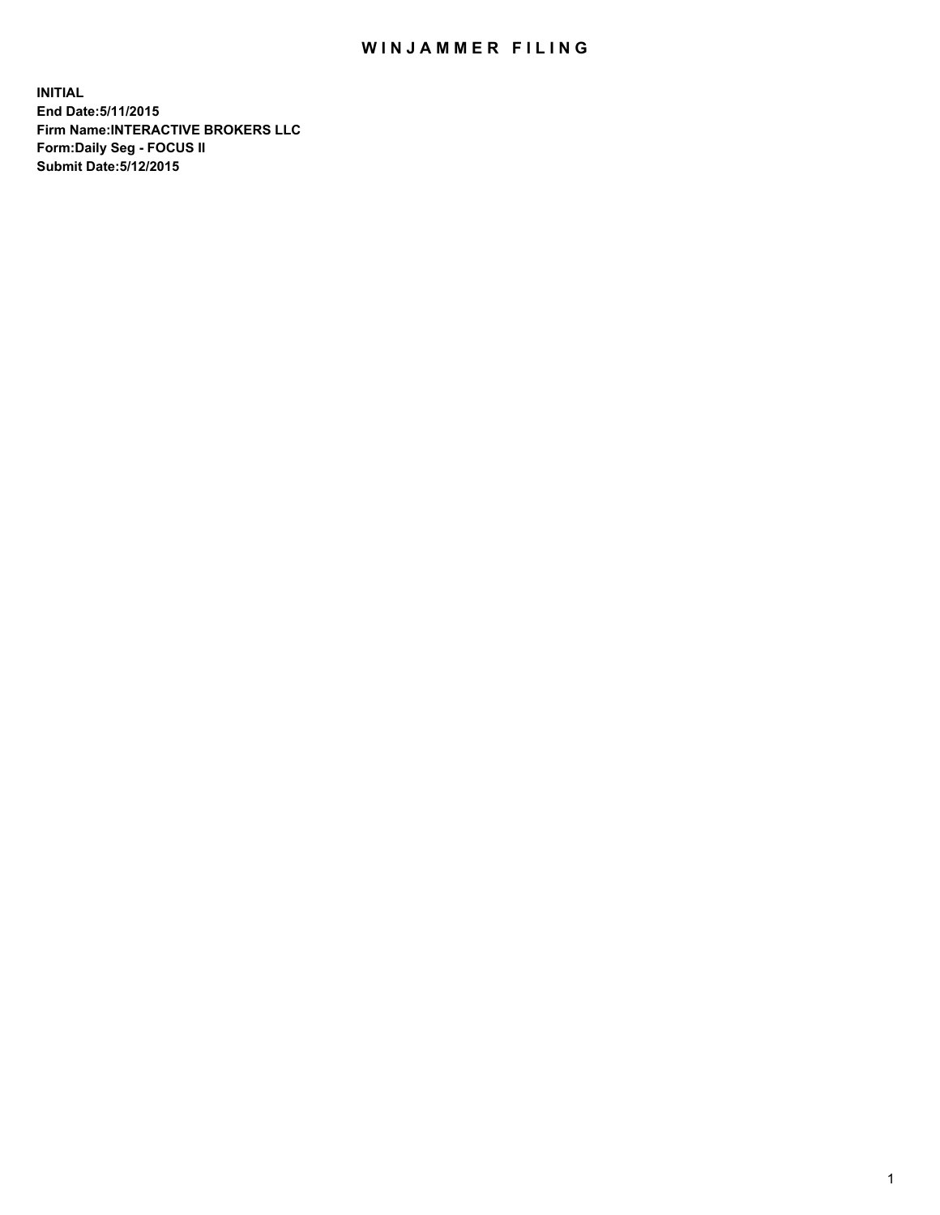# WINJAMMER FILING

**INITIAL**
**End Date:5/11/2015**
**Firm Name:INTERACTIVE BROKERS LLC**
**Form:Daily Seg - FOCUS II**
**Submit Date:5/12/2015**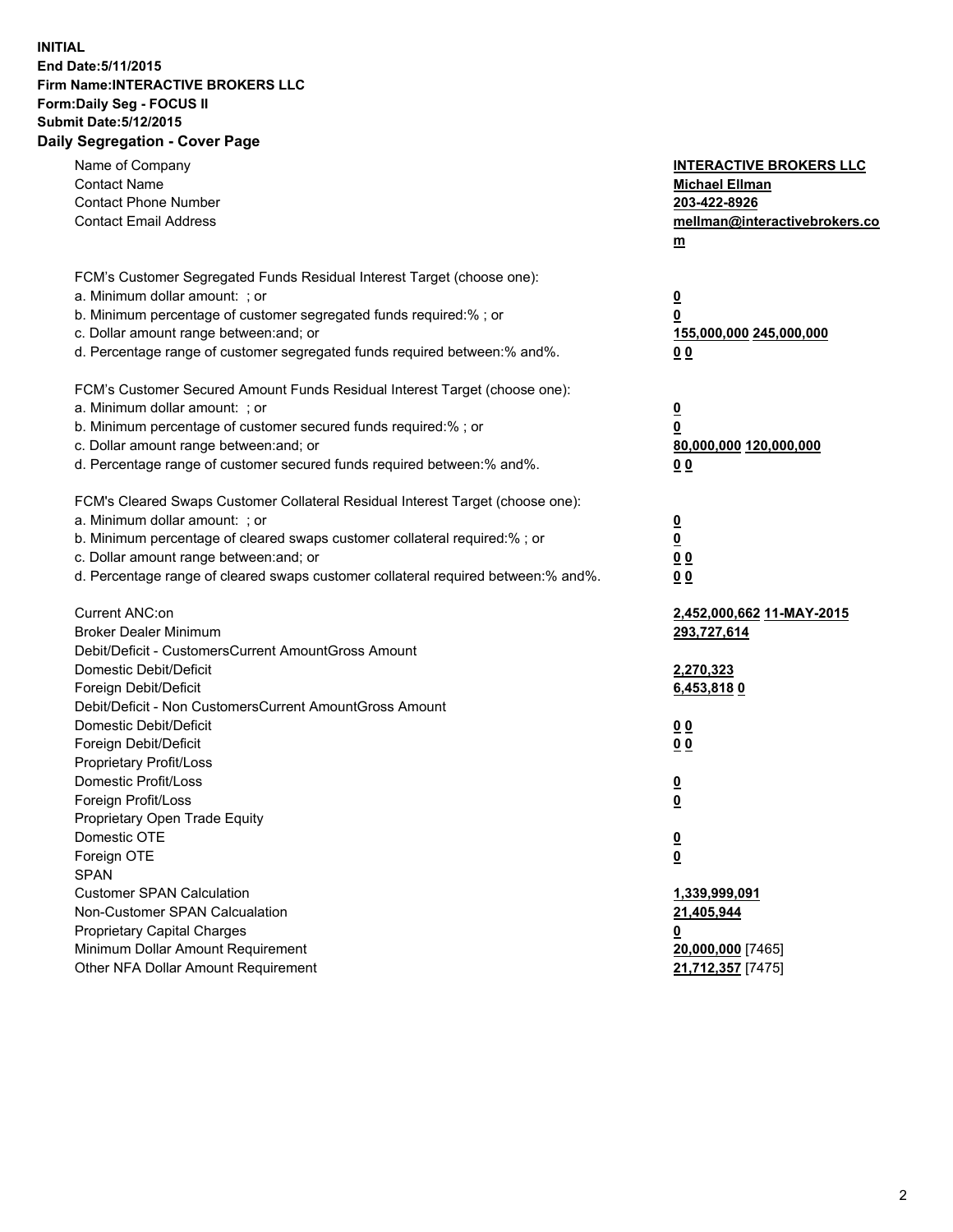**INITIAL**
**End Date:5/11/2015**
**Firm Name:INTERACTIVE BROKERS LLC**
**Form:Daily Seg - FOCUS II**
**Submit Date:5/12/2015**

## Daily Segregation - Cover Page

| | |
|---|---|
| Name of Company | **INTERACTIVE BROKERS LLC** |
| Contact Name | **Michael Ellman** |
| Contact Phone Number | **203-422-8926** |
| Contact Email Address | **mellman@interactivebrokers.com** |
| | |
| FCM's Customer Segregated Funds Residual Interest Target (choose one): | |
| a. Minimum dollar amount: ; or | **0** |
| b. Minimum percentage of customer segregated funds required:% ; or | **0** |
| c. Dollar amount range between:and; or | **155,000,000 245,000,000** |
| d. Percentage range of customer segregated funds required between:% and%. | **0 0** |
| | |
| FCM's Customer Secured Amount Funds Residual Interest Target (choose one): | |
| a. Minimum dollar amount: ; or | **0** |
| b. Minimum percentage of customer secured funds required:% ; or | **0** |
| c. Dollar amount range between:and; or | **80,000,000 120,000,000** |
| d. Percentage range of customer secured funds required between:% and%. | **0 0** |
| | |
| FCM's Cleared Swaps Customer Collateral Residual Interest Target (choose one): | |
| a. Minimum dollar amount: ; or | **0** |
| b. Minimum percentage of cleared swaps customer collateral required:% ; or | **0** |
| c. Dollar amount range between:and; or | **0 0** |
| d. Percentage range of cleared swaps customer collateral required between:% and%. | **0 0** |
| | |
| Current ANC:on | **2,452,000,662 11-MAY-2015** |
| Broker Dealer Minimum | **293,727,614** |
| Debit/Deficit - CustomersCurrent AmountGross Amount | |
| Domestic Debit/Deficit | **2,270,323** |
| Foreign Debit/Deficit | **6,453,818 0** |
| Debit/Deficit - Non CustomersCurrent AmountGross Amount | |
| Domestic Debit/Deficit | **0 0** |
| Foreign Debit/Deficit | **0 0** |
| Proprietary Profit/Loss | |
| Domestic Profit/Loss | **0** |
| Foreign Profit/Loss | **0** |
| Proprietary Open Trade Equity | |
| Domestic OTE | **0** |
| Foreign OTE | **0** |
| SPAN | |
| Customer SPAN Calculation | **1,339,999,091** |
| Non-Customer SPAN Calcualation | **21,405,944** |
| Proprietary Capital Charges | **0** |
| Minimum Dollar Amount Requirement | **20,000,000** [7465] |
| Other NFA Dollar Amount Requirement | **21,712,357** [7475] |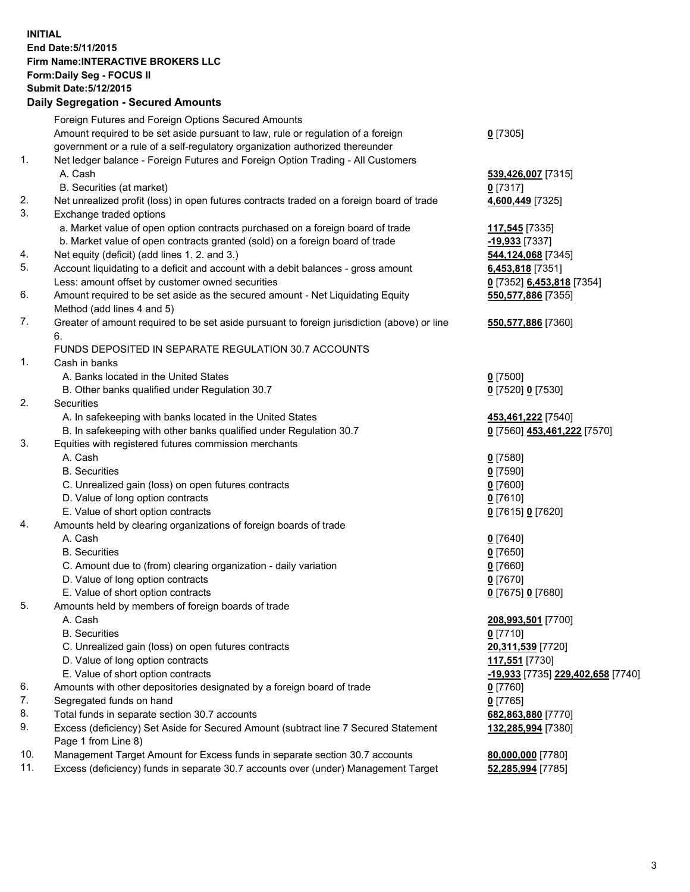**INITIAL**
**End Date:5/11/2015**
**Firm Name:INTERACTIVE BROKERS LLC**
**Form:Daily Seg - FOCUS II**
**Submit Date:5/12/2015**

### Daily Segregation - Secured Amounts

| | | |
|---|---|---|
| | Foreign Futures and Foreign Options Secured Amounts | |
| | Amount required to be set aside pursuant to law, rule or regulation of a foreign government or a rule of a self-regulatory organization authorized thereunder | **0** [7305] |
| 1. | Net ledger balance - Foreign Futures and Foreign Option Trading - All Customers | |
| | A. Cash | **539,426,007** [7315] |
| | B. Securities (at market) | **0** [7317] |
| 2. | Net unrealized profit (loss) in open futures contracts traded on a foreign board of trade | **4,600,449** [7325] |
| 3. | Exchange traded options | |
| | a. Market value of open option contracts purchased on a foreign board of trade | **117,545** [7335] |
| | b. Market value of open contracts granted (sold) on a foreign board of trade | **-19,933** [7337] |
| 4. | Net equity (deficit) (add lines 1. 2. and 3.) | **544,124,068** [7345] |
| 5. | Account liquidating to a deficit and account with a debit balances - gross amount | **6,453,818** [7351] |
| | Less: amount offset by customer owned securities | **0** [7352] **6,453,818** [7354] |
| 6. | Amount required to be set aside as the secured amount - Net Liquidating Equity Method (add lines 4 and 5) | **550,577,886** [7355] |
| 7. | Greater of amount required to be set aside pursuant to foreign jurisdiction (above) or line 6. | **550,577,886** [7360] |
| | FUNDS DEPOSITED IN SEPARATE REGULATION 30.7 ACCOUNTS | |
| 1. | Cash in banks | |
| | A. Banks located in the United States | **0** [7500] |
| | B. Other banks qualified under Regulation 30.7 | **0** [7520] **0** [7530] |
| 2. | Securities | |
| | A. In safekeeping with banks located in the United States | **453,461,222** [7540] |
| | B. In safekeeping with other banks qualified under Regulation 30.7 | **0** [7560] **453,461,222** [7570] |
| 3. | Equities with registered futures commission merchants | |
| | A. Cash | **0** [7580] |
| | B. Securities | **0** [7590] |
| | C. Unrealized gain (loss) on open futures contracts | **0** [7600] |
| | D. Value of long option contracts | **0** [7610] |
| | E. Value of short option contracts | **0** [7615] **0** [7620] |
| 4. | Amounts held by clearing organizations of foreign boards of trade | |
| | A. Cash | **0** [7640] |
| | B. Securities | **0** [7650] |
| | C. Amount due to (from) clearing organization - daily variation | **0** [7660] |
| | D. Value of long option contracts | **0** [7670] |
| | E. Value of short option contracts | **0** [7675] **0** [7680] |
| 5. | Amounts held by members of foreign boards of trade | |
| | A. Cash | **208,993,501** [7700] |
| | B. Securities | **0** [7710] |
| | C. Unrealized gain (loss) on open futures contracts | **20,311,539** [7720] |
| | D. Value of long option contracts | **117,551** [7730] |
| | E. Value of short option contracts | **-19,933** [7735] **229,402,658** [7740] |
| 6. | Amounts with other depositories designated by a foreign board of trade | **0** [7760] |
| 7. | Segregated funds on hand | **0** [7765] |
| 8. | Total funds in separate section 30.7 accounts | **682,863,880** [7770] |
| 9. | Excess (deficiency) Set Aside for Secured Amount (subtract line 7 Secured Statement Page 1 from Line 8) | **132,285,994** [7380] |
| 10. | Management Target Amount for Excess funds in separate section 30.7 accounts | **80,000,000** [7780] |
| 11. | Excess (deficiency) funds in separate 30.7 accounts over (under) Management Target | **52,285,994** [7785] |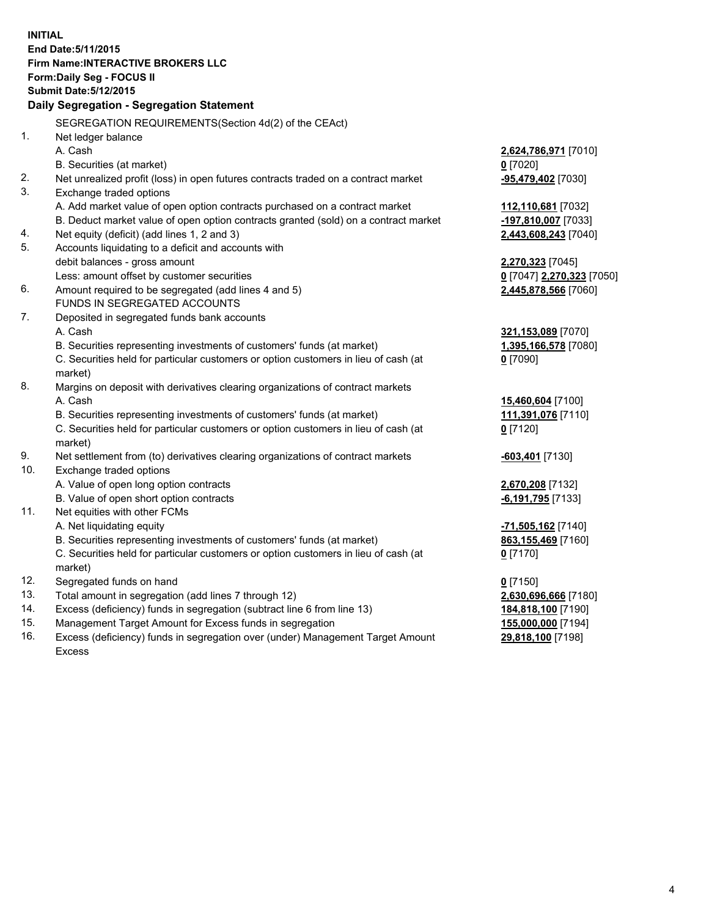**INITIAL**
**End Date:5/11/2015**
**Firm Name:INTERACTIVE BROKERS LLC**
**Form:Daily Seg - FOCUS II**
**Submit Date:5/12/2015**

## Daily Segregation - Segregation Statement

| | | |
|---|---|---|
| | SEGREGATION REQUIREMENTS(Section 4d(2) of the CEAct) | |
| 1. | Net ledger balance | |
| | A. Cash | **2,624,786,971** [7010] |
| | B. Securities (at market) | **0** [7020] |
| 2. | Net unrealized profit (loss) in open futures contracts traded on a contract market | **-95,479,402** [7030] |
| 3. | Exchange traded options | |
| | A. Add market value of open option contracts purchased on a contract market | **112,110,681** [7032] |
| | B. Deduct market value of open option contracts granted (sold) on a contract market | **-197,810,007** [7033] |
| 4. | Net equity (deficit) (add lines 1, 2 and 3) | **2,443,608,243** [7040] |
| 5. | Accounts liquidating to a deficit and accounts with debit balances - gross amount | **2,270,323** [7045] |
| | Less: amount offset by customer securities | **0** [7047] **2,270,323** [7050] |
| 6. | Amount required to be segregated (add lines 4 and 5) | **2,445,878,566** [7060] |
| | FUNDS IN SEGREGATED ACCOUNTS | |
| 7. | Deposited in segregated funds bank accounts | |
| | A. Cash | **321,153,089** [7070] |
| | B. Securities representing investments of customers' funds (at market) | **1,395,166,578** [7080] |
| | C. Securities held for particular customers or option customers in lieu of cash (at market) | **0** [7090] |
| 8. | Margins on deposit with derivatives clearing organizations of contract markets | |
| | A. Cash | **15,460,604** [7100] |
| | B. Securities representing investments of customers' funds (at market) | **111,391,076** [7110] |
| | C. Securities held for particular customers or option customers in lieu of cash (at market) | **0** [7120] |
| 9. | Net settlement from (to) derivatives clearing organizations of contract markets | **-603,401** [7130] |
| 10. | Exchange traded options | |
| | A. Value of open long option contracts | **2,670,208** [7132] |
| | B. Value of open short option contracts | **-6,191,795** [7133] |
| 11. | Net equities with other FCMs | |
| | A. Net liquidating equity | **-71,505,162** [7140] |
| | B. Securities representing investments of customers' funds (at market) | **863,155,469** [7160] |
| | C. Securities held for particular customers or option customers in lieu of cash (at market) | **0** [7170] |
| 12. | Segregated funds on hand | **0** [7150] |
| 13. | Total amount in segregation (add lines 7 through 12) | **2,630,696,666** [7180] |
| 14. | Excess (deficiency) funds in segregation (subtract line 6 from line 13) | **184,818,100** [7190] |
| 15. | Management Target Amount for Excess funds in segregation | **155,000,000** [7194] |
| 16. | Excess (deficiency) funds in segregation over (under) Management Target Amount Excess | **29,818,100** [7198] |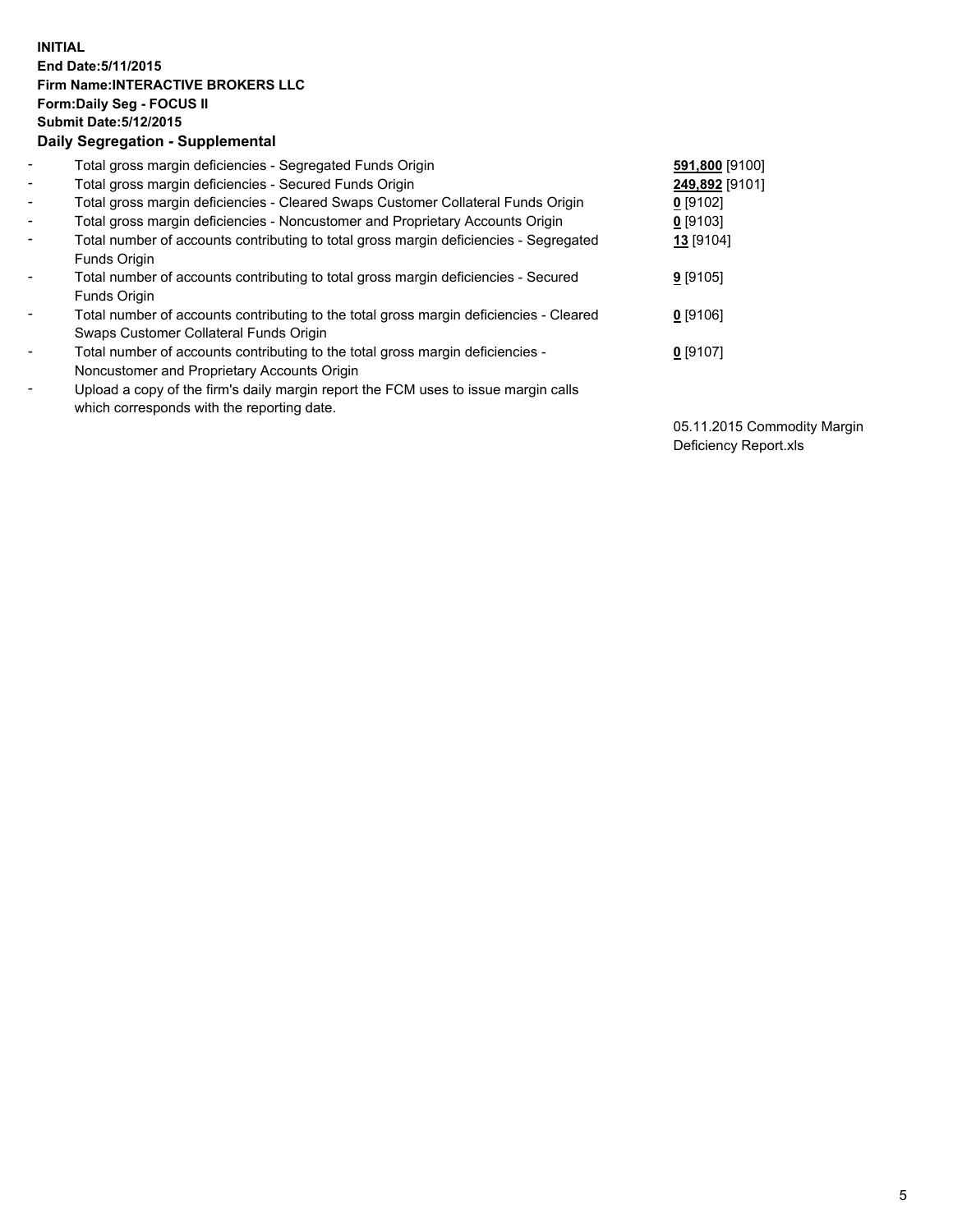**INITIAL**
**End Date:5/11/2015**
**Firm Name:INTERACTIVE BROKERS LLC**
**Form:Daily Seg - FOCUS II**
**Submit Date:5/12/2015**
**Daily Segregation - Supplemental**

| | | |
|---|---|---|
| - | Total gross margin deficiencies - Segregated Funds Origin | **591,800** [9100] |
| - | Total gross margin deficiencies - Secured Funds Origin | **249,892** [9101] |
| - | Total gross margin deficiencies - Cleared Swaps Customer Collateral Funds Origin | **0** [9102] |
| - | Total gross margin deficiencies - Noncustomer and Proprietary Accounts Origin | **0** [9103] |
| - | Total number of accounts contributing to total gross margin deficiencies - Segregated Funds Origin | **13** [9104] |
| - | Total number of accounts contributing to total gross margin deficiencies - Secured Funds Origin | **9** [9105] |
| - | Total number of accounts contributing to the total gross margin deficiencies - Cleared Swaps Customer Collateral Funds Origin | **0** [9106] |
| - | Total number of accounts contributing to the total gross margin deficiencies - Noncustomer and Proprietary Accounts Origin | **0** [9107] |
| - | Upload a copy of the firm's daily margin report the FCM uses to issue margin calls which corresponds with the reporting date. | 05.11.2015 Commodity Margin Deficiency Report.xls |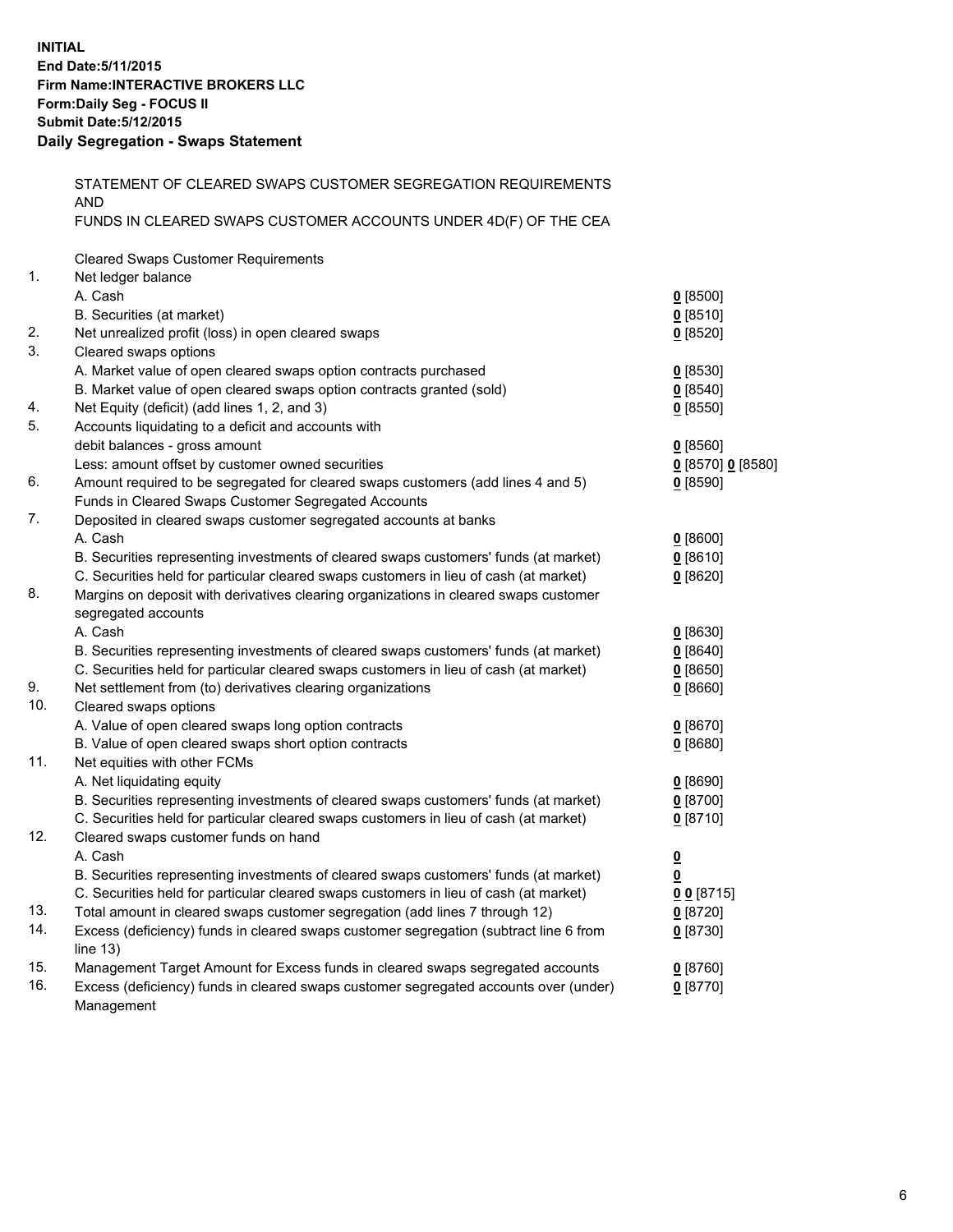**INITIAL**
**End Date:5/11/2015**
**Firm Name:INTERACTIVE BROKERS LLC**
**Form:Daily Seg - FOCUS II**
**Submit Date:5/12/2015**
**Daily Segregation - Swaps Statement**

STATEMENT OF CLEARED SWAPS CUSTOMER SEGREGATION REQUIREMENTS AND FUNDS IN CLEARED SWAPS CUSTOMER ACCOUNTS UNDER 4D(F) OF THE CEA

| | | |
|---|---|---|
| | Cleared Swaps Customer Requirements | |
| 1. | Net ledger balance | |
| | A. Cash | 0 [8500] |
| | B. Securities (at market) | 0 [8510] |
| 2. | Net unrealized profit (loss) in open cleared swaps | 0 [8520] |
| 3. | Cleared swaps options | |
| | A. Market value of open cleared swaps option contracts purchased | 0 [8530] |
| | B. Market value of open cleared swaps option contracts granted (sold) | 0 [8540] |
| 4. | Net Equity (deficit) (add lines 1, 2, and 3) | 0 [8550] |
| 5. | Accounts liquidating to a deficit and accounts with debit balances - gross amount | 0 [8560] |
| | Less: amount offset by customer owned securities | 0 [8570] 0 [8580] |
| 6. | Amount required to be segregated for cleared swaps customers (add lines 4 and 5) | 0 [8590] |
| | Funds in Cleared Swaps Customer Segregated Accounts | |
| 7. | Deposited in cleared swaps customer segregated accounts at banks | |
| | A. Cash | 0 [8600] |
| | B. Securities representing investments of cleared swaps customers' funds (at market) | 0 [8610] |
| | C. Securities held for particular cleared swaps customers in lieu of cash (at market) | 0 [8620] |
| 8. | Margins on deposit with derivatives clearing organizations in cleared swaps customer segregated accounts | |
| | A. Cash | 0 [8630] |
| | B. Securities representing investments of cleared swaps customers' funds (at market) | 0 [8640] |
| | C. Securities held for particular cleared swaps customers in lieu of cash (at market) | 0 [8650] |
| 9. | Net settlement from (to) derivatives clearing organizations | 0 [8660] |
| 10. | Cleared swaps options | |
| | A. Value of open cleared swaps long option contracts | 0 [8670] |
| | B. Value of open cleared swaps short option contracts | 0 [8680] |
| 11. | Net equities with other FCMs | |
| | A. Net liquidating equity | 0 [8690] |
| | B. Securities representing investments of cleared swaps customers' funds (at market) | 0 [8700] |
| | C. Securities held for particular cleared swaps customers in lieu of cash (at market) | 0 [8710] |
| 12. | Cleared swaps customer funds on hand | |
| | A. Cash | 0 |
| | B. Securities representing investments of cleared swaps customers' funds (at market) | 0 |
| | C. Securities held for particular cleared swaps customers in lieu of cash (at market) | 0 0 [8715] |
| 13. | Total amount in cleared swaps customer segregation (add lines 7 through 12) | 0 [8720] |
| 14. | Excess (deficiency) funds in cleared swaps customer segregation (subtract line 6 from line 13) | 0 [8730] |
| 15. | Management Target Amount for Excess funds in cleared swaps segregated accounts | 0 [8760] |
| 16. | Excess (deficiency) funds in cleared swaps customer segregated accounts over (under) Management | 0 [8770] |